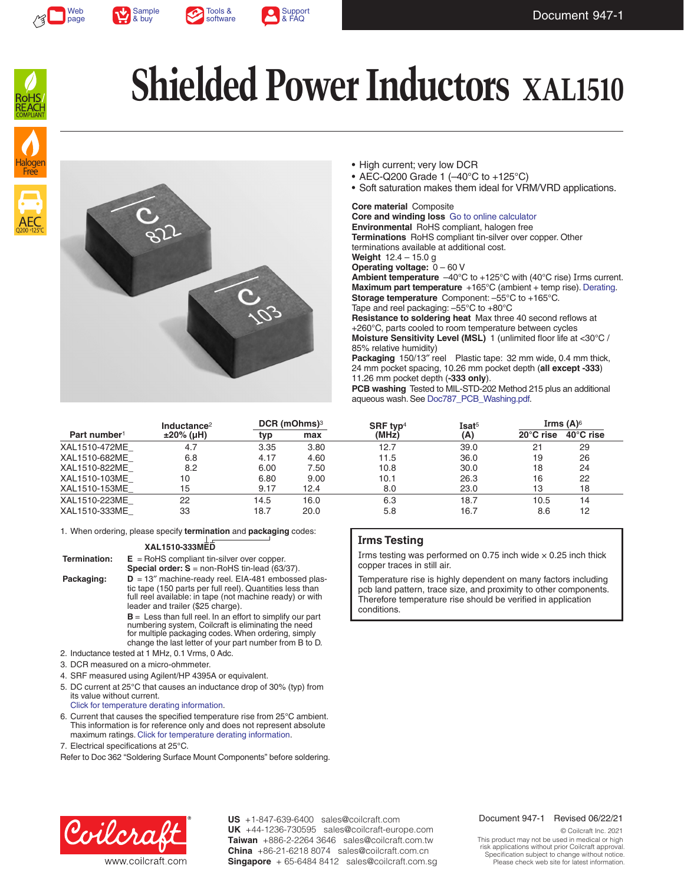# Shielded Power Inductors XAL1510

- High current; very low DCR
- AEC-Q200 Grade 1 (–40°C to +125°C)
- Soft saturation makes them ideal for VRM/VRD applications.

**Core material** Composite
**Core and winding loss** Go to online calculator
**Environmental** RoHS compliant, halogen free
**Terminations** RoHS compliant tin-silver over copper. Other terminations available at additional cost.
**Weight** 12.4 – 15.0 g
**Operating voltage:** 0 – 60 V
**Ambient temperature** –40°C to +125°C with (40°C rise) Irms current.
**Maximum part temperature** +165°C (ambient + temp rise). Derating.
**Storage temperature** Component: –55°C to +165°C. Tape and reel packaging: –55°C to +80°C
**Resistance to soldering heat** Max three 40 second reflows at +260°C, parts cooled to room temperature between cycles
**Moisture Sensitivity Level (MSL)** 1 (unlimited floor life at <30°C / 85% relative humidity)
**Packaging** 150/13″ reel Plastic tape: 32 mm wide, 0.4 mm thick, 24 mm pocket spacing, 10.26 mm pocket depth (**all except -333**) 11.26 mm pocket depth (**-333 only**).
**PCB washing** Tested to MIL-STD-202 Method 215 plus an additional aqueous wash. See Doc787_PCB_Washing.pdf.

| Part number[1] | Inductance[2] ±20% (µH) | DCR (mOhms)[3] typ | DCR (mOhms)[3] max | SRF typ[4] (MHz) | Isat[5] (A) | Irms (A)[6] 20°C rise | Irms (A)[6] 40°C rise |
|---|---|---|---|---|---|---|---|
| XAL1510-472ME_ | 4.7 | 3.35 | 3.80 | 12.7 | 39.0 | 21 | 29 |
| XAL1510-682ME_ | 6.8 | 4.17 | 4.60 | 11.5 | 36.0 | 19 | 26 |
| XAL1510-822ME_ | 8.2 | 6.00 | 7.50 | 10.8 | 30.0 | 18 | 24 |
| XAL1510-103ME_ | 10 | 6.80 | 9.00 | 10.1 | 26.3 | 16 | 22 |
| XAL1510-153ME_ | 15 | 9.17 | 12.4 | 8.0 | 23.0 | 13 | 18 |
| XAL1510-223ME_ | 22 | 14.5 | 16.0 | 6.3 | 18.7 | 10.5 | 14 |
| XAL1510-333ME_ | 33 | 18.7 | 20.0 | 5.8 | 16.7 | 8.6 | 12 |

1. When ordering, please specify **termination** and **packaging** codes:

   **XAL1510-333MED**

   **Termination:** **E** = RoHS compliant tin-silver over copper. **Special order: S** = non-RoHS tin-lead (63/37).

   **Packaging:** **D** = 13″ machine-ready reel. EIA-481 embossed plastic tape (150 parts per full reel). Quantities less than full reel available: in tape (not machine ready) or with leader and trailer ($25 charge).

   **B** = Less than full reel. In an effort to simplify our part numbering system, Coilcraft is eliminating the need for multiple packaging codes. When ordering, simply change the last letter of your part number from B to D.
2. Inductance tested at 1 MHz, 0.1 Vrms, 0 Adc.
3. DCR measured on a micro-ohmmeter.
4. SRF measured using Agilent/HP 4395A or equivalent.
5. DC current at 25°C that causes an inductance drop of 30% (typ) from its value without current. Click for temperature derating information.
6. Current that causes the specified temperature rise from 25°C ambient. This information is for reference only and does not represent absolute maximum ratings. Click for temperature derating information.
7. Electrical specifications at 25°C.

Refer to Doc 362 “Soldering Surface Mount Components” before soldering.

## Irms Testing

Irms testing was performed on 0.75 inch wide × 0.25 inch thick copper traces in still air.

Temperature rise is highly dependent on many factors including pcb land pattern, trace size, and proximity to other components. Therefore temperature rise should be verified in application conditions.

**US** +1-847-639-6400 sales@coilcraft.com
**UK** +44-1236-730595 sales@coilcraft-europe.com
**Taiwan** +886-2-2264 3646 sales@coilcraft.com.tw
**China** +86-21-6218 8074 sales@coilcraft.com.cn
**Singapore** + 65-6484 8412 sales@coilcraft.com.sg

www.coilcraft.com

Document 947-1 Revised 06/22/21

© Coilcraft Inc. 2021
This product may not be used in medical or high risk applications without prior Coilcraft approval. Specification subject to change without notice. Please check web site for latest information.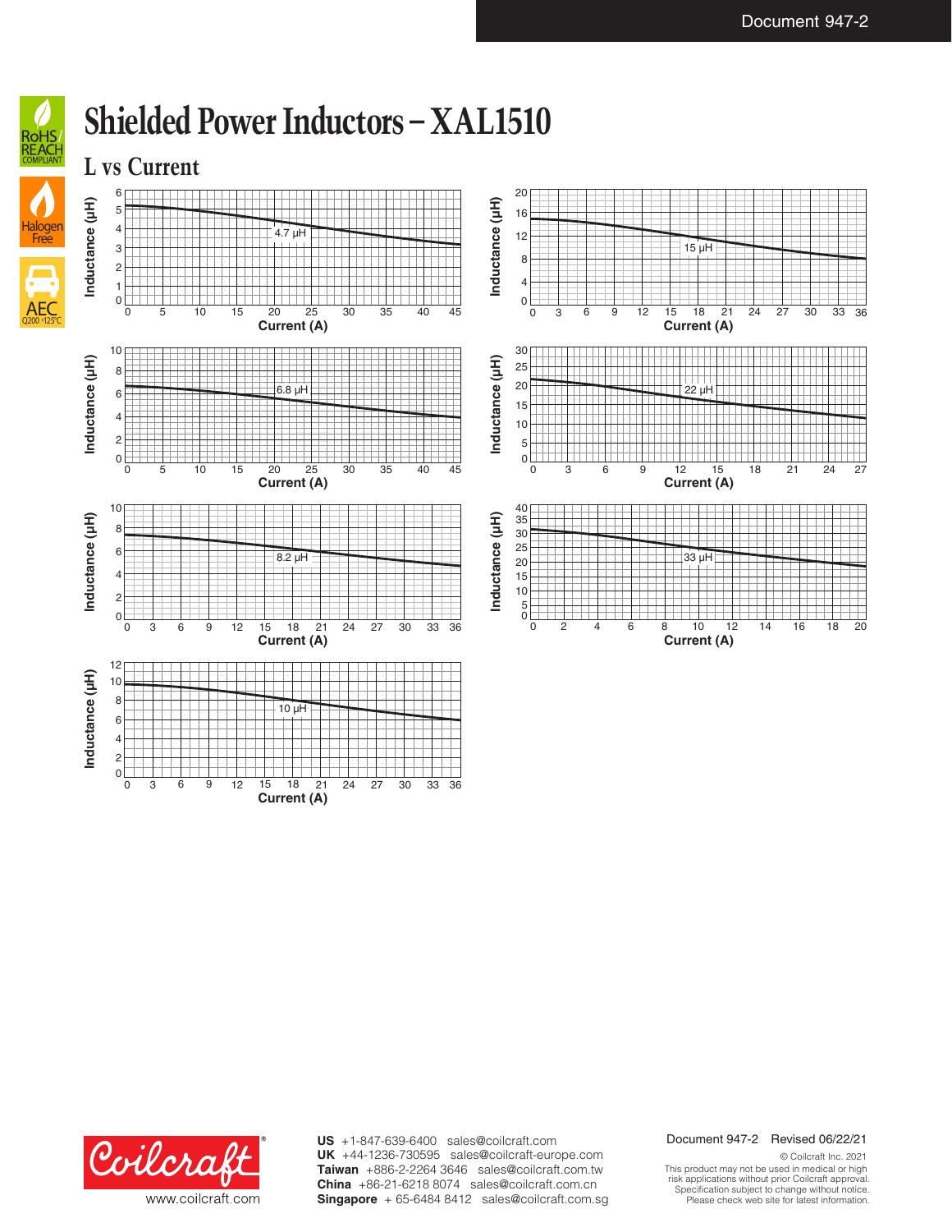# Shielded Power Inductors – XAL1510

## L vs Current

Inductance (µH) vs Current (A)

4.7 µH

15 µH

6.8 µH

22 µH

8.2 µH

33 µH

10 µH

US +1-847-639-6400 sales@coilcraft.com
UK +44-1236-730595 sales@coilcraft-europe.com
Taiwan +886-2-2264 3646 sales@coilcraft.com.tw
China +86-21-6218 8074 sales@coilcraft.com.cn
Singapore + 65-6484 8412 sales@coilcraft.com.sg

www.coilcraft.com

Document 947-2 Revised 06/22/21

© Coilcraft Inc. 2021
This product may not be used in medical or high risk applications without prior Coilcraft approval. Specification subject to change without notice. Please check web site for latest information.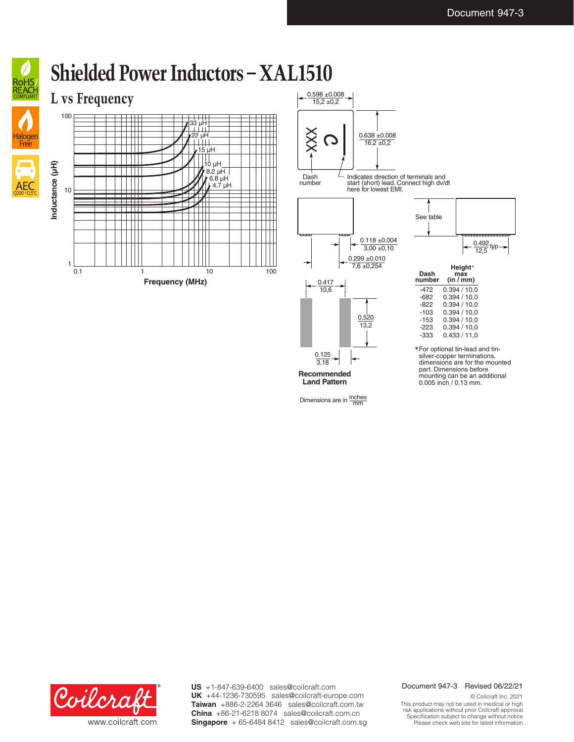# Shielded Power Inductors – XAL1510

## L vs Frequency

100

10

1

Inductance (µH)

0.1 1 10 100

Frequency (MHz)

33 µH
22 µH
15 µH
10 µH
8.2 µH
6.8 µH
4.7 µH

0.598 ±0.008
15,2 ±0,2

0.638 ±0.008
16,2 ±0,2

XXX

Dash number

Indicates direction of terminals and start (short) lead. Connect high dv/dt here for lowest EMI.

0.118 ±0.004
3,00 ±0,10

0.299 ±0.010
7,6 ±0,254

See table

0.492
12,5 typ

0.417
10,6

0.520
13,2

0.125
3,18

**Recommended Land Pattern**

| Dash number | Height* max (in / mm) |
|---|---|
| -472 | 0.394 / 10,0 |
| -682 | 0.394 / 10,0 |
| -822 | 0.394 / 10,0 |
| -103 | 0.394 / 10,0 |
| -153 | 0.394 / 10,0 |
| -223 | 0.394 / 10,0 |
| -333 | 0.433 / 11,0 |

*For optional tin-lead and tin-silver-copper terminations, dimensions are for the mounted part. Dimensions before mounting can be an additional 0.005 inch / 0.13 mm.

Dimensions are in inches/mm

Coilcraft®
www.coilcraft.com

**US** +1-847-639-6400 sales@coilcraft.com
**UK** +44-1236-730595 sales@coilcraft-europe.com
**Taiwan** +886-2-2264 3646 sales@coilcraft.com.tw
**China** +86-21-6218 8074 sales@coilcraft.com.cn
**Singapore** + 65-6484 8412 sales@coilcraft.com.sg

Document 947-3 Revised 06/22/21

© Coilcraft Inc. 2021
This product may not be used in medical or high risk applications without prior Coilcraft approval.
Specification subject to change without notice.
Please check web site for latest information.